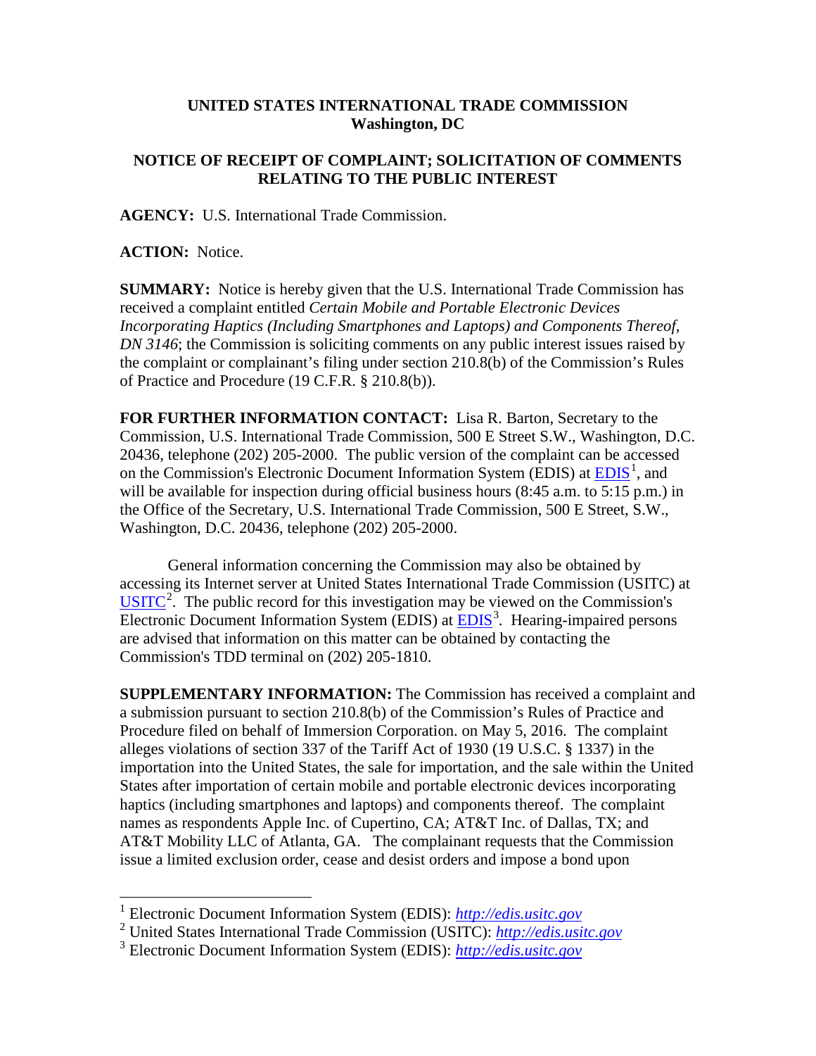**UNITED STATES INTERNATIONAL TRADE COMMISSION**
**Washington, DC**

**NOTICE OF RECEIPT OF COMPLAINT; SOLICITATION OF COMMENTS RELATING TO THE PUBLIC INTEREST**

**AGENCY:** U.S. International Trade Commission.

**ACTION:** Notice.

**SUMMARY:** Notice is hereby given that the U.S. International Trade Commission has received a complaint entitled *Certain Mobile and Portable Electronic Devices Incorporating Haptics (Including Smartphones and Laptops) and Components Thereof, DN 3146*; the Commission is soliciting comments on any public interest issues raised by the complaint or complainant's filing under section 210.8(b) of the Commission's Rules of Practice and Procedure (19 C.F.R. § 210.8(b)).

**FOR FURTHER INFORMATION CONTACT:** Lisa R. Barton, Secretary to the Commission, U.S. International Trade Commission, 500 E Street S.W., Washington, D.C. 20436, telephone (202) 205-2000. The public version of the complaint can be accessed on the Commission's Electronic Document Information System (EDIS) at EDIS[1], and will be available for inspection during official business hours (8:45 a.m. to 5:15 p.m.) in the Office of the Secretary, U.S. International Trade Commission, 500 E Street, S.W., Washington, D.C. 20436, telephone (202) 205-2000.

General information concerning the Commission may also be obtained by accessing its Internet server at United States International Trade Commission (USITC) at USITC[2]. The public record for this investigation may be viewed on the Commission's Electronic Document Information System (EDIS) at EDIS[3]. Hearing-impaired persons are advised that information on this matter can be obtained by contacting the Commission's TDD terminal on (202) 205-1810.

**SUPPLEMENTARY INFORMATION:** The Commission has received a complaint and a submission pursuant to section 210.8(b) of the Commission's Rules of Practice and Procedure filed on behalf of Immersion Corporation. on May 5, 2016. The complaint alleges violations of section 337 of the Tariff Act of 1930 (19 U.S.C. § 1337) in the importation into the United States, the sale for importation, and the sale within the United States after importation of certain mobile and portable electronic devices incorporating haptics (including smartphones and laptops) and components thereof. The complaint names as respondents Apple Inc. of Cupertino, CA; AT&T Inc. of Dallas, TX; and AT&T Mobility LLC of Atlanta, GA. The complainant requests that the Commission issue a limited exclusion order, cease and desist orders and impose a bond upon

---

[1] Electronic Document Information System (EDIS): *http://edis.usitc.gov*

[2] United States International Trade Commission (USITC): *http://edis.usitc.gov*

[3] Electronic Document Information System (EDIS): *http://edis.usitc.gov*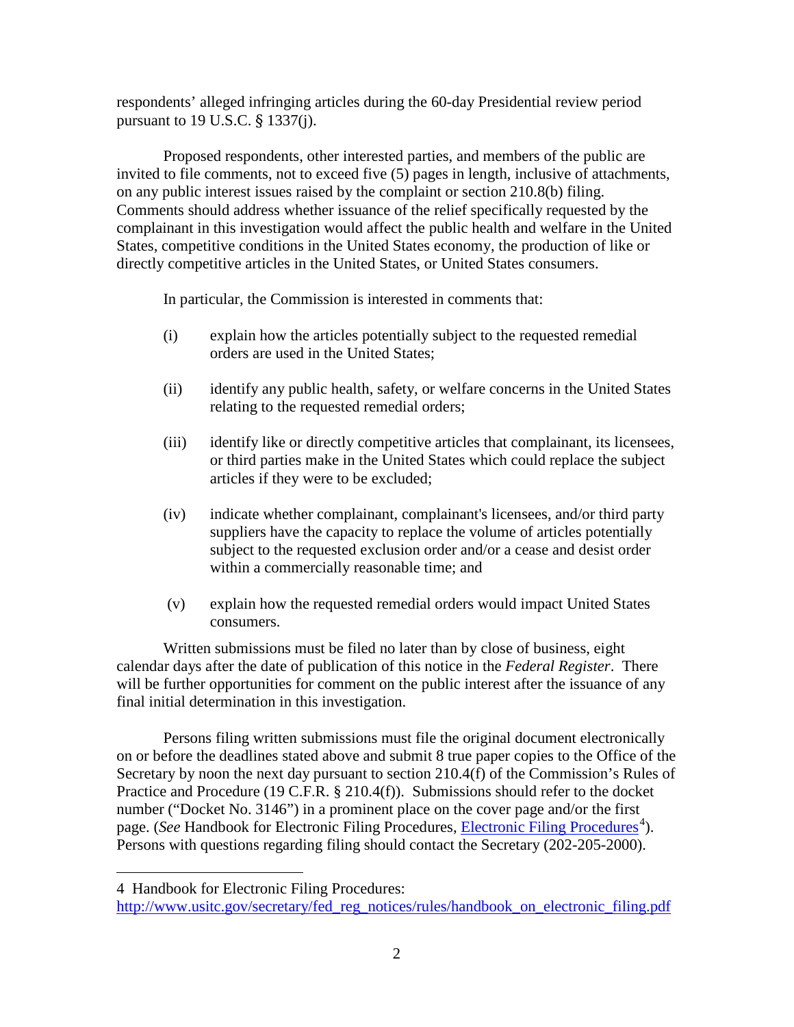respondents' alleged infringing articles during the 60-day Presidential review period pursuant to 19 U.S.C. § 1337(j).

Proposed respondents, other interested parties, and members of the public are invited to file comments, not to exceed five (5) pages in length, inclusive of attachments, on any public interest issues raised by the complaint or section 210.8(b) filing. Comments should address whether issuance of the relief specifically requested by the complainant in this investigation would affect the public health and welfare in the United States, competitive conditions in the United States economy, the production of like or directly competitive articles in the United States, or United States consumers.

In particular, the Commission is interested in comments that:

(i) explain how the articles potentially subject to the requested remedial orders are used in the United States;

(ii) identify any public health, safety, or welfare concerns in the United States relating to the requested remedial orders;

(iii) identify like or directly competitive articles that complainant, its licensees, or third parties make in the United States which could replace the subject articles if they were to be excluded;

(iv) indicate whether complainant, complainant's licensees, and/or third party suppliers have the capacity to replace the volume of articles potentially subject to the requested exclusion order and/or a cease and desist order within a commercially reasonable time; and

(v) explain how the requested remedial orders would impact United States consumers.

Written submissions must be filed no later than by close of business, eight calendar days after the date of publication of this notice in the *Federal Register*. There will be further opportunities for comment on the public interest after the issuance of any final initial determination in this investigation.

Persons filing written submissions must file the original document electronically on or before the deadlines stated above and submit 8 true paper copies to the Office of the Secretary by noon the next day pursuant to section 210.4(f) of the Commission's Rules of Practice and Procedure (19 C.F.R. § 210.4(f)). Submissions should refer to the docket number ("Docket No. 3146") in a prominent place on the cover page and/or the first page. (*See* Handbook for Electronic Filing Procedures, [Electronic Filing Procedures][4]). Persons with questions regarding filing should contact the Secretary (202-205-2000).

---

[4] Handbook for Electronic Filing Procedures: http://www.usitc.gov/secretary/fed_reg_notices/rules/handbook_on_electronic_filing.pdf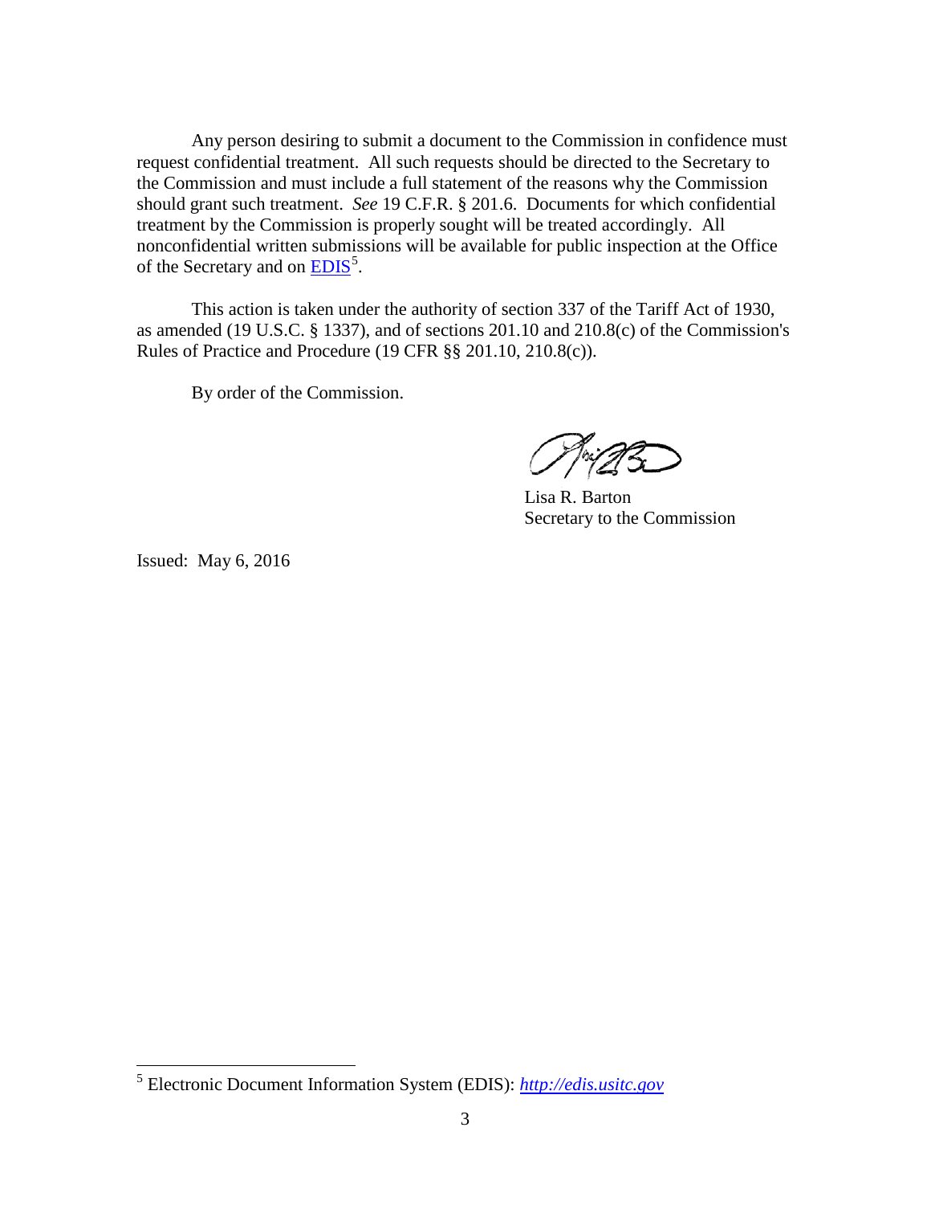Any person desiring to submit a document to the Commission in confidence must request confidential treatment. All such requests should be directed to the Secretary to the Commission and must include a full statement of the reasons why the Commission should grant such treatment. *See* 19 C.F.R. § 201.6. Documents for which confidential treatment by the Commission is properly sought will be treated accordingly. All nonconfidential written submissions will be available for public inspection at the Office of the Secretary and on EDIS[5].

This action is taken under the authority of section 337 of the Tariff Act of 1930, as amended (19 U.S.C. § 1337), and of sections 201.10 and 210.8(c) of the Commission's Rules of Practice and Procedure (19 CFR §§ 201.10, 210.8(c)).

By order of the Commission.

Lisa R. Barton
Secretary to the Commission

Issued: May 6, 2016

---

[5] Electronic Document Information System (EDIS): *http://edis.usitc.gov*